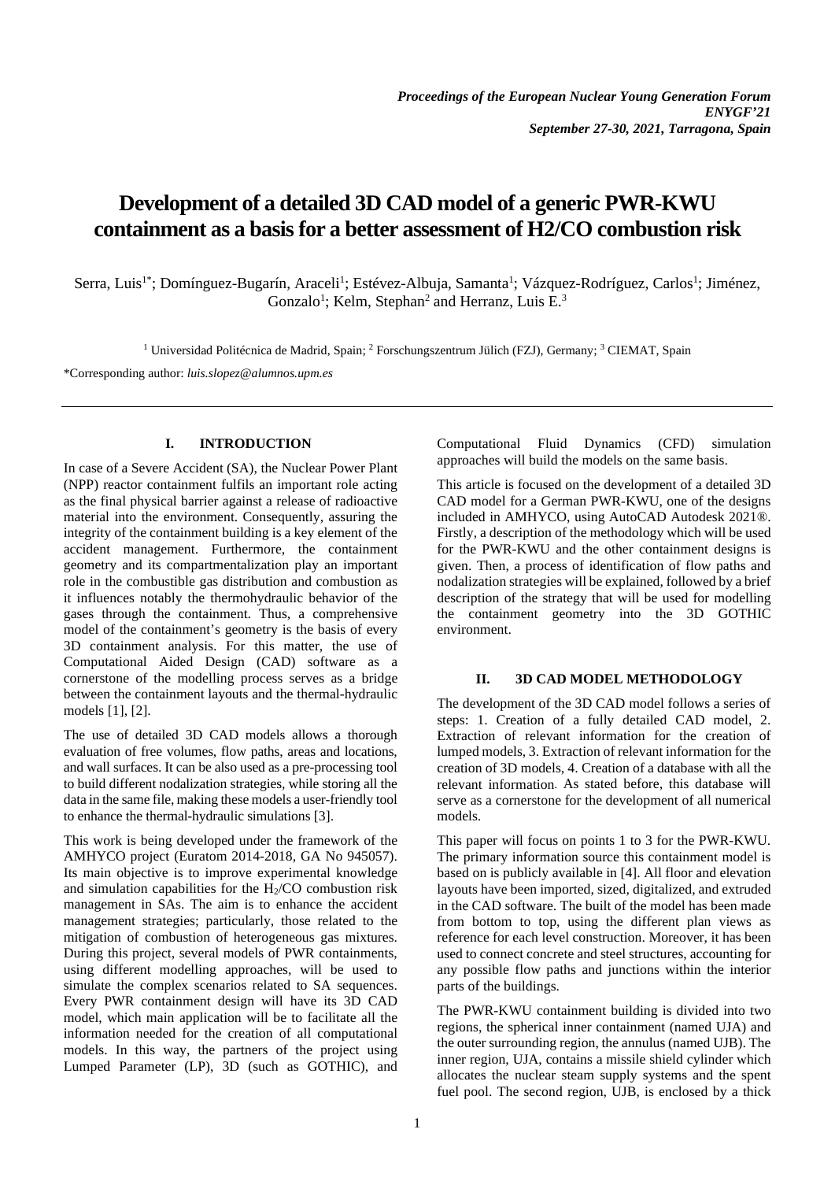# Development of a detailed 3D CAD model of a generic PWR-KWU containment as a basis for a better assessment of H2/CO combustion risk

Serra, Luis[1*]; Domínguez-Bugarín, Araceli[1]; Estévez-Albuja, Samanta[1]; Vázquez-Rodríguez, Carlos[1]; Jiménez, Gonzalo[1]; Kelm, Stephan[2] and Herranz, Luis E.[3]

[1] Universidad Politécnica de Madrid, Spain; [2] Forschungszentrum Jülich (FZJ), Germany; [3] CIEMAT, Spain

*Corresponding author: *luis.slopez@alumnos.upm.es*

## I. INTRODUCTION

In case of a Severe Accident (SA), the Nuclear Power Plant (NPP) reactor containment fulfils an important role acting as the final physical barrier against a release of radioactive material into the environment. Consequently, assuring the integrity of the containment building is a key element of the accident management. Furthermore, the containment geometry and its compartmentalization play an important role in the combustible gas distribution and combustion as it influences notably the thermohydraulic behavior of the gases through the containment. Thus, a comprehensive model of the containment's geometry is the basis of every 3D containment analysis. For this matter, the use of Computational Aided Design (CAD) software as a cornerstone of the modelling process serves as a bridge between the containment layouts and the thermal-hydraulic models [1], [2].

The use of detailed 3D CAD models allows a thorough evaluation of free volumes, flow paths, areas and locations, and wall surfaces. It can be also used as a pre-processing tool to build different nodalization strategies, while storing all the data in the same file, making these models a user-friendly tool to enhance the thermal-hydraulic simulations [3].

This work is being developed under the framework of the AMHYCO project (Euratom 2014-2018, GA No 945057). Its main objective is to improve experimental knowledge and simulation capabilities for the $H_2$/CO combustion risk management in SAs. The aim is to enhance the accident management strategies; particularly, those related to the mitigation of combustion of heterogeneous gas mixtures. During this project, several models of PWR containments, using different modelling approaches, will be used to simulate the complex scenarios related to SA sequences. Every PWR containment design will have its 3D CAD model, which main application will be to facilitate all the information needed for the creation of all computational models. In this way, the partners of the project using Lumped Parameter (LP), 3D (such as GOTHIC), and Computational Fluid Dynamics (CFD) simulation approaches will build the models on the same basis.

This article is focused on the development of a detailed 3D CAD model for a German PWR-KWU, one of the designs included in AMHYCO, using AutoCAD Autodesk 2021®. Firstly, a description of the methodology which will be used for the PWR-KWU and the other containment designs is given. Then, a process of identification of flow paths and nodalization strategies will be explained, followed by a brief description of the strategy that will be used for modelling the containment geometry into the 3D GOTHIC environment.

## II. 3D CAD MODEL METHODOLOGY

The development of the 3D CAD model follows a series of steps: 1. Creation of a fully detailed CAD model, 2. Extraction of relevant information for the creation of lumped models, 3. Extraction of relevant information for the creation of 3D models, 4. Creation of a database with all the relevant information. As stated before, this database will serve as a cornerstone for the development of all numerical models.

This paper will focus on points 1 to 3 for the PWR-KWU. The primary information source this containment model is based on is publicly available in [4]. All floor and elevation layouts have been imported, sized, digitalized, and extruded in the CAD software. The built of the model has been made from bottom to top, using the different plan views as reference for each level construction. Moreover, it has been used to connect concrete and steel structures, accounting for any possible flow paths and junctions within the interior parts of the buildings.

The PWR-KWU containment building is divided into two regions, the spherical inner containment (named UJA) and the outer surrounding region, the annulus (named UJB). The inner region, UJA, contains a missile shield cylinder which allocates the nuclear steam supply systems and the spent fuel pool. The second region, UJB, is enclosed by a thick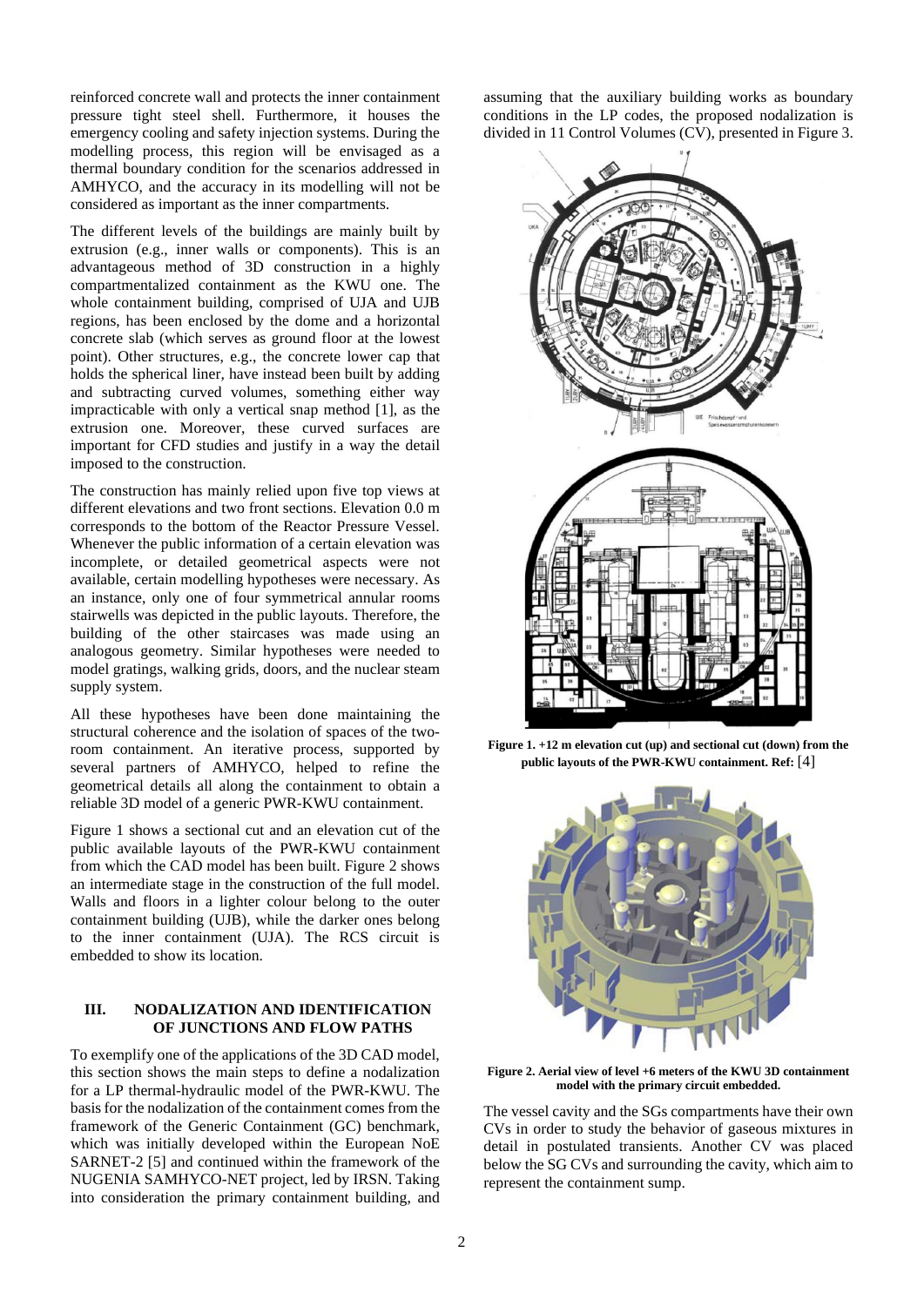reinforced concrete wall and protects the inner containment pressure tight steel shell. Furthermore, it houses the emergency cooling and safety injection systems. During the modelling process, this region will be envisaged as a thermal boundary condition for the scenarios addressed in AMHYCO, and the accuracy in its modelling will not be considered as important as the inner compartments.

The different levels of the buildings are mainly built by extrusion (e.g., inner walls or components). This is an advantageous method of 3D construction in a highly compartmentalized containment as the KWU one. The whole containment building, comprised of UJA and UJB regions, has been enclosed by the dome and a horizontal concrete slab (which serves as ground floor at the lowest point). Other structures, e.g., the concrete lower cap that holds the spherical liner, have instead been built by adding and subtracting curved volumes, something either way impracticable with only a vertical snap method [1], as the extrusion one. Moreover, these curved surfaces are important for CFD studies and justify in a way the detail imposed to the construction.

The construction has mainly relied upon five top views at different elevations and two front sections. Elevation 0.0 m corresponds to the bottom of the Reactor Pressure Vessel. Whenever the public information of a certain elevation was incomplete, or detailed geometrical aspects were not available, certain modelling hypotheses were necessary. As an instance, only one of four symmetrical annular rooms stairwells was depicted in the public layouts. Therefore, the building of the other staircases was made using an analogous geometry. Similar hypotheses were needed to model gratings, walking grids, doors, and the nuclear steam supply system.

All these hypotheses have been done maintaining the structural coherence and the isolation of spaces of the two-room containment. An iterative process, supported by several partners of AMHYCO, helped to refine the geometrical details all along the containment to obtain a reliable 3D model of a generic PWR-KWU containment.

Figure 1 shows a sectional cut and an elevation cut of the public available layouts of the PWR-KWU containment from which the CAD model has been built. Figure 2 shows an intermediate stage in the construction of the full model. Walls and floors in a lighter colour belong to the outer containment building (UJB), while the darker ones belong to the inner containment (UJA). The RCS circuit is embedded to show its location.

## III. NODALIZATION AND IDENTIFICATION OF JUNCTIONS AND FLOW PATHS

To exemplify one of the applications of the 3D CAD model, this section shows the main steps to define a nodalization for a LP thermal-hydraulic model of the PWR-KWU. The basis for the nodalization of the containment comes from the framework of the Generic Containment (GC) benchmark, which was initially developed within the European NoE SARNET-2 [5] and continued within the framework of the NUGENIA SAMHYCO-NET project, led by IRSN. Taking into consideration the primary containment building, and assuming that the auxiliary building works as boundary conditions in the LP codes, the proposed nodalization is divided in 11 Control Volumes (CV), presented in Figure 3.

**Figure 1. +12 m elevation cut (up) and sectional cut (down) from the public layouts of the PWR-KWU containment. Ref:** [4]

**Figure 2. Aerial view of level +6 meters of the KWU 3D containment model with the primary circuit embedded.**

The vessel cavity and the SGs compartments have their own CVs in order to study the behavior of gaseous mixtures in detail in postulated transients. Another CV was placed below the SG CVs and surrounding the cavity, which aim to represent the containment sump.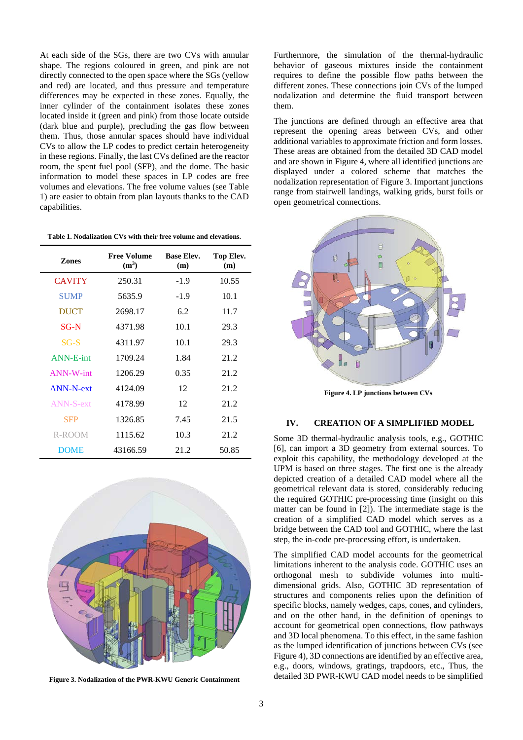At each side of the SGs, there are two CVs with annular shape. The regions coloured in green, and pink are not directly connected to the open space where the SGs (yellow and red) are located, and thus pressure and temperature differences may be expected in these zones. Equally, the inner cylinder of the containment isolates these zones located inside it (green and pink) from those locate outside (dark blue and purple), precluding the gas flow between them. Thus, those annular spaces should have individual CVs to allow the LP codes to predict certain heterogeneity in these regions. Finally, the last CVs defined are the reactor room, the spent fuel pool (SFP), and the dome. The basic information to model these spaces in LP codes are free volumes and elevations. The free volume values (see Table 1) are easier to obtain from plan layouts thanks to the CAD capabilities.

**Table 1. Nodalization CVs with their free volume and elevations.**

| Zones | Free Volume ($m^3$) | Base Elev. (m) | Top Elev. (m) |
|---|---|---|---|
| CAVITY | 250.31 | -1.9 | 10.55 |
| SUMP | 5635.9 | -1.9 | 10.1 |
| DUCT | 2698.17 | 6.2 | 11.7 |
| SG-N | 4371.98 | 10.1 | 29.3 |
| SG-S | 4311.97 | 10.1 | 29.3 |
| ANN-E-int | 1709.24 | 1.84 | 21.2 |
| ANN-W-int | 1206.29 | 0.35 | 21.2 |
| ANN-N-ext | 4124.09 | 12 | 21.2 |
| ANN-S-ext | 4178.99 | 12 | 21.2 |
| SFP | 1326.85 | 7.45 | 21.5 |
| R-ROOM | 1115.62 | 10.3 | 21.2 |
| DOME | 43166.59 | 21.2 | 50.85 |

**Figure 3. Nodalization of the PWR-KWU Generic Containment**

Furthermore, the simulation of the thermal-hydraulic behavior of gaseous mixtures inside the containment requires to define the possible flow paths between the different zones. These connections join CVs of the lumped nodalization and determine the fluid transport between them.

The junctions are defined through an effective area that represent the opening areas between CVs, and other additional variables to approximate friction and form losses. These areas are obtained from the detailed 3D CAD model and are shown in Figure 4, where all identified junctions are displayed under a colored scheme that matches the nodalization representation of Figure 3. Important junctions range from stairwell landings, walking grids, burst foils or open geometrical connections.

**Figure 4. LP junctions between CVs**

## IV. CREATION OF A SIMPLIFIED MODEL

Some 3D thermal-hydraulic analysis tools, e.g., GOTHIC [6], can import a 3D geometry from external sources. To exploit this capability, the methodology developed at the UPM is based on three stages. The first one is the already depicted creation of a detailed CAD model where all the geometrical relevant data is stored, considerably reducing the required GOTHIC pre-processing time (insight on this matter can be found in [2]). The intermediate stage is the creation of a simplified CAD model which serves as a bridge between the CAD tool and GOTHIC, where the last step, the in-code pre-processing effort, is undertaken.

The simplified CAD model accounts for the geometrical limitations inherent to the analysis code. GOTHIC uses an orthogonal mesh to subdivide volumes into multi-dimensional grids. Also, GOTHIC 3D representation of structures and components relies upon the definition of specific blocks, namely wedges, caps, cones, and cylinders, and on the other hand, in the definition of openings to account for geometrical open connections, flow pathways and 3D local phenomena. To this effect, in the same fashion as the lumped identification of junctions between CVs (see Figure 4), 3D connections are identified by an effective area, e.g., doors, windows, gratings, trapdoors, etc., Thus, the detailed 3D PWR-KWU CAD model needs to be simplified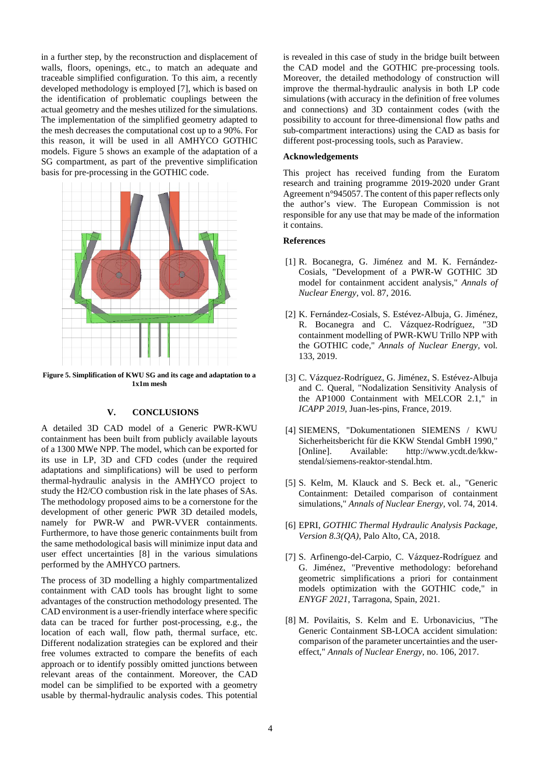in a further step, by the reconstruction and displacement of walls, floors, openings, etc., to match an adequate and traceable simplified configuration. To this aim, a recently developed methodology is employed [7], which is based on the identification of problematic couplings between the actual geometry and the meshes utilized for the simulations. The implementation of the simplified geometry adapted to the mesh decreases the computational cost up to a 90%. For this reason, it will be used in all AMHYCO GOTHIC models. Figure 5 shows an example of the adaptation of a SG compartment, as part of the preventive simplification basis for pre-processing in the GOTHIC code.

**Figure 5. Simplification of KWU SG and its cage and adaptation to a 1x1m mesh**

## V. CONCLUSIONS

A detailed 3D CAD model of a Generic PWR-KWU containment has been built from publicly available layouts of a 1300 MWe NPP. The model, which can be exported for its use in LP, 3D and CFD codes (under the required adaptations and simplifications) will be used to perform thermal-hydraulic analysis in the AMHYCO project to study the H2/CO combustion risk in the late phases of SAs. The methodology proposed aims to be a cornerstone for the development of other generic PWR 3D detailed models, namely for PWR-W and PWR-VVER containments. Furthermore, to have those generic containments built from the same methodological basis will minimize input data and user effect uncertainties [8] in the various simulations performed by the AMHYCO partners.

The process of 3D modelling a highly compartmentalized containment with CAD tools has brought light to some advantages of the construction methodology presented. The CAD environment is a user-friendly interface where specific data can be traced for further post-processing, e.g., the location of each wall, flow path, thermal surface, etc. Different nodalization strategies can be explored and their free volumes extracted to compare the benefits of each approach or to identify possibly omitted junctions between relevant areas of the containment. Moreover, the CAD model can be simplified to be exported with a geometry usable by thermal-hydraulic analysis codes. This potential is revealed in this case of study in the bridge built between the CAD model and the GOTHIC pre-processing tools. Moreover, the detailed methodology of construction will improve the thermal-hydraulic analysis in both LP code simulations (with accuracy in the definition of free volumes and connections) and 3D containment codes (with the possibility to account for three-dimensional flow paths and sub-compartment interactions) using the CAD as basis for different post-processing tools, such as Paraview.

### Acknowledgements

This project has received funding from the Euratom research and training programme 2019-2020 under Grant Agreement n°945057. The content of this paper reflects only the author's view. The European Commission is not responsible for any use that may be made of the information it contains.

### References

[1] R. Bocanegra, G. Jiménez and M. K. Fernández-Cosials, "Development of a PWR-W GOTHIC 3D model for containment accident analysis," *Annals of Nuclear Energy*, vol. 87, 2016.

[2] K. Fernández-Cosials, S. Estévez-Albuja, G. Jiménez, R. Bocanegra and C. Vázquez-Rodríguez, "3D containment modelling of PWR-KWU Trillo NPP with the GOTHIC code," *Annals of Nuclear Energy*, vol. 133, 2019.

[3] C. Vázquez-Rodríguez, G. Jiménez, S. Estévez-Albuja and C. Queral, "Nodalization Sensitivity Analysis of the AP1000 Containment with MELCOR 2.1," in *ICAPP 2019*, Juan-les-pins, France, 2019.

[4] SIEMENS, "Dokumentationen SIEMENS / KWU Sicherheitsbericht für die KKW Stendal GmbH 1990," [Online]. Available: http://www.ycdt.de/kkw-stendal/siemens-reaktor-stendal.htm.

[5] S. Kelm, M. Klauck and S. Beck et. al., "Generic Containment: Detailed comparison of containment simulations," *Annals of Nuclear Energy*, vol. 74, 2014.

[6] EPRI, *GOTHIC Thermal Hydraulic Analysis Package, Version 8.3(QA)*, Palo Alto, CA, 2018.

[7] S. Arfinengo-del-Carpio, C. Vázquez-Rodríguez and G. Jiménez, "Preventive methodology: beforehand geometric simplifications a priori for containment models optimization with the GOTHIC code," in *ENYGF 2021*, Tarragona, Spain, 2021.

[8] M. Povilaitis, S. Kelm and E. Urbonavicius, "The Generic Containment SB-LOCA accident simulation: comparison of the parameter uncertainties and the user-effect," *Annals of Nuclear Energy*, no. 106, 2017.